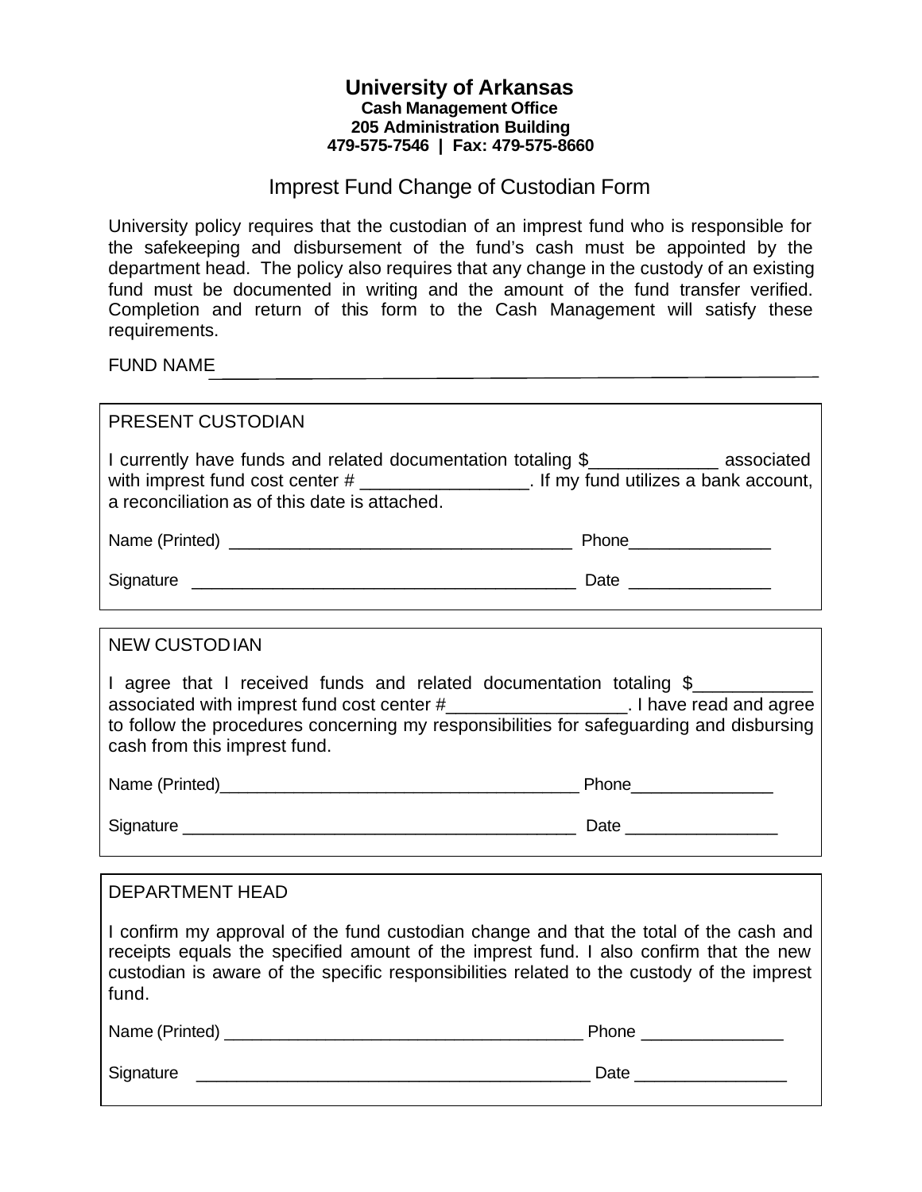**University of Arkansas**
**Cash Management Office**
**205 Administration Building**
**479-575-7546 | Fax: 479-575-8660**

# Imprest Fund Change of Custodian Form

University policy requires that the custodian of an imprest fund who is responsible for the safekeeping and disbursement of the fund's cash must be appointed by the department head. The policy also requires that any change in the custody of an existing fund must be documented in writing and the amount of the fund transfer verified. Completion and return of this form to the Cash Management will satisfy these requirements.

FUND NAME ________________________________________________________________

---

PRESENT CUSTODIAN

I currently have funds and related documentation totaling $_____________ associated with imprest fund cost center # _________________. If my fund utilizes a bank account, a reconciliation as of this date is attached.

Name (Printed) ____________________________________ Phone_______________

Signature ________________________________________ Date _______________

---

NEW CUSTODIAN

I agree that I received funds and related documentation totaling $____________ associated with imprest fund cost center #__________________. I have read and agree to follow the procedures concerning my responsibilities for safeguarding and disbursing cash from this imprest fund.

Name (Printed)________________________________________ Phone_______________

Signature ___________________________________________ Date ________________

---

DEPARTMENT HEAD

I confirm my approval of the fund custodian change and that the total of the cash and receipts equals the specified amount of the imprest fund. I also confirm that the new custodian is aware of the specific responsibilities related to the custody of the imprest fund.

Name (Printed) ______________________________________ Phone _______________

Signature __________________________________________ Date ________________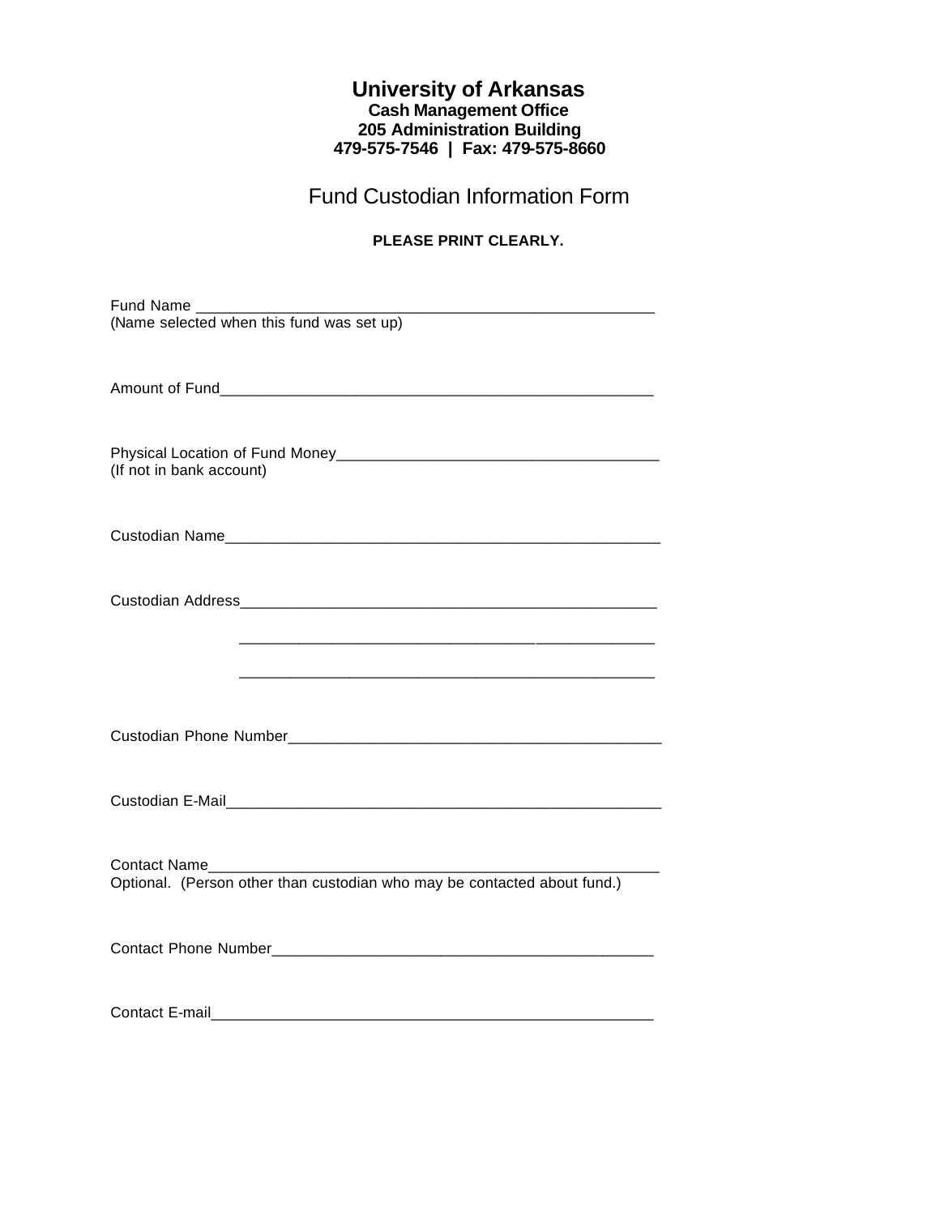# University of Arkansas

**Cash Management Office**
**205 Administration Building**
**479-575-7546 | Fax: 479-575-8660**

## Fund Custodian Information Form

**PLEASE PRINT CLEARLY.**

Fund Name ______________________________________________________
(Name selected when this fund was set up)

Amount of Fund___________________________________________________

Physical Location of Fund Money______________________________________
(If not in bank account)

Custodian Name___________________________________________________

Custodian Address_________________________________________________

_________________________________________________

_________________________________________________

Custodian Phone Number____________________________________________

Custodian E-Mail___________________________________________________

Contact Name______________________________________________________
Optional. (Person other than custodian who may be contacted about fund.)

Contact Phone Number______________________________________________

Contact E-mail_____________________________________________________